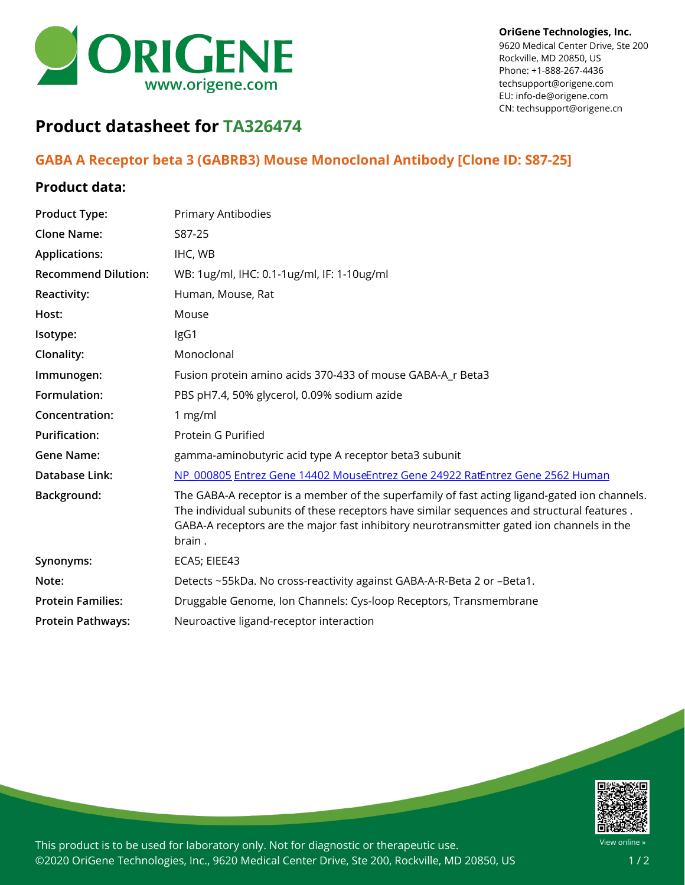OriGene Technologies, Inc.
9620 Medical Center Drive, Ste 200
Rockville, MD 20850, US
Phone: +1-888-267-4436
techsupport@origene.com
EU: info-de@origene.com
CN: techsupport@origene.cn

# Product datasheet for TA326474

## GABA A Receptor beta 3 (GABRB3) Mouse Monoclonal Antibody [Clone ID: S87-25]

### Product data:

| | |
|---|---|
| **Product Type:** | Primary Antibodies |
| **Clone Name:** | S87-25 |
| **Applications:** | IHC, WB |
| **Recommend Dilution:** | WB: 1ug/ml, IHC: 0.1-1ug/ml, IF: 1-10ug/ml |
| **Reactivity:** | Human, Mouse, Rat |
| **Host:** | Mouse |
| **Isotype:** | IgG1 |
| **Clonality:** | Monoclonal |
| **Immunogen:** | Fusion protein amino acids 370-433 of mouse GABA-A_r Beta3 |
| **Formulation:** | PBS pH7.4, 50% glycerol, 0.09% sodium azide |
| **Concentration:** | 1 mg/ml |
| **Purification:** | Protein G Purified |
| **Gene Name:** | gamma-aminobutyric acid type A receptor beta3 subunit |
| **Database Link:** | NP_000805 Entrez Gene 14402 Mouse Entrez Gene 24922 Rat Entrez Gene 2562 Human |
| **Background:** | The GABA-A receptor is a member of the superfamily of fast acting ligand-gated ion channels. The individual subunits of these receptors have similar sequences and structural features . GABA-A receptors are the major fast inhibitory neurotransmitter gated ion channels in the brain . |
| **Synonyms:** | ECA5; EIEE43 |
| **Note:** | Detects ~55kDa. No cross-reactivity against GABA-A-R-Beta 2 or –Beta1. |
| **Protein Families:** | Druggable Genome, Ion Channels: Cys-loop Receptors, Transmembrane |
| **Protein Pathways:** | Neuroactive ligand-receptor interaction |

This product is to be used for laboratory only. Not for diagnostic or therapeutic use.
©2020 OriGene Technologies, Inc., 9620 Medical Center Drive, Ste 200, Rockville, MD 20850, US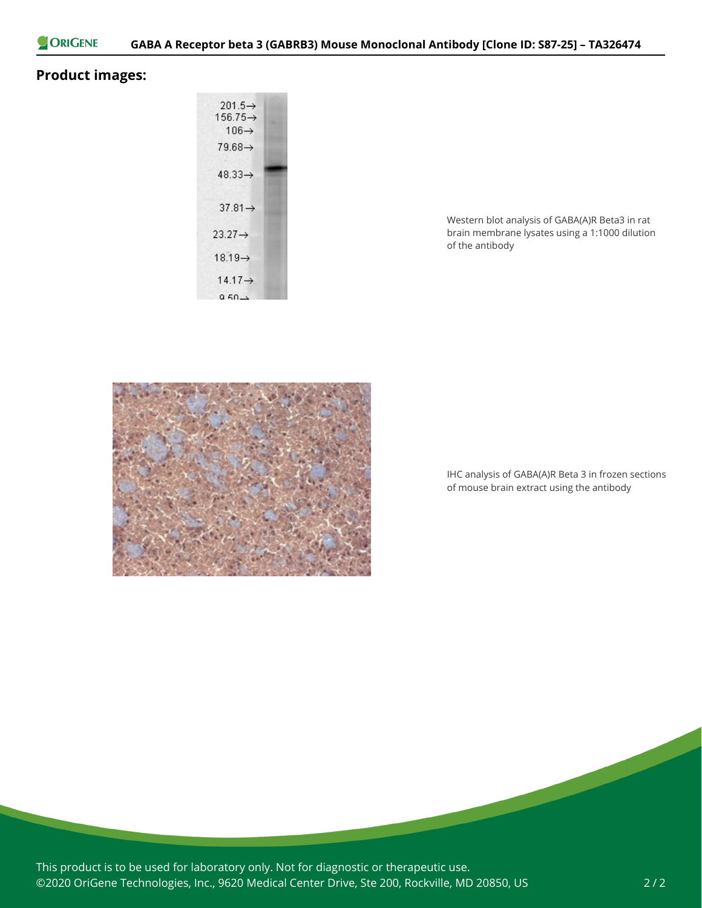## Product images:

201.5→
156.75→
106→
79.68→
48.33→
37.81→
23.27→
18.19→
14.17→
9.50→

Western blot analysis of GABA(A)R Beta3 in rat brain membrane lysates using a 1:1000 dilution of the antibody

IHC analysis of GABA(A)R Beta 3 in frozen sections of mouse brain extract using the antibody

This product is to be used for laboratory only. Not for diagnostic or therapeutic use.
©2020 OriGene Technologies, Inc., 9620 Medical Center Drive, Ste 200, Rockville, MD 20850, US